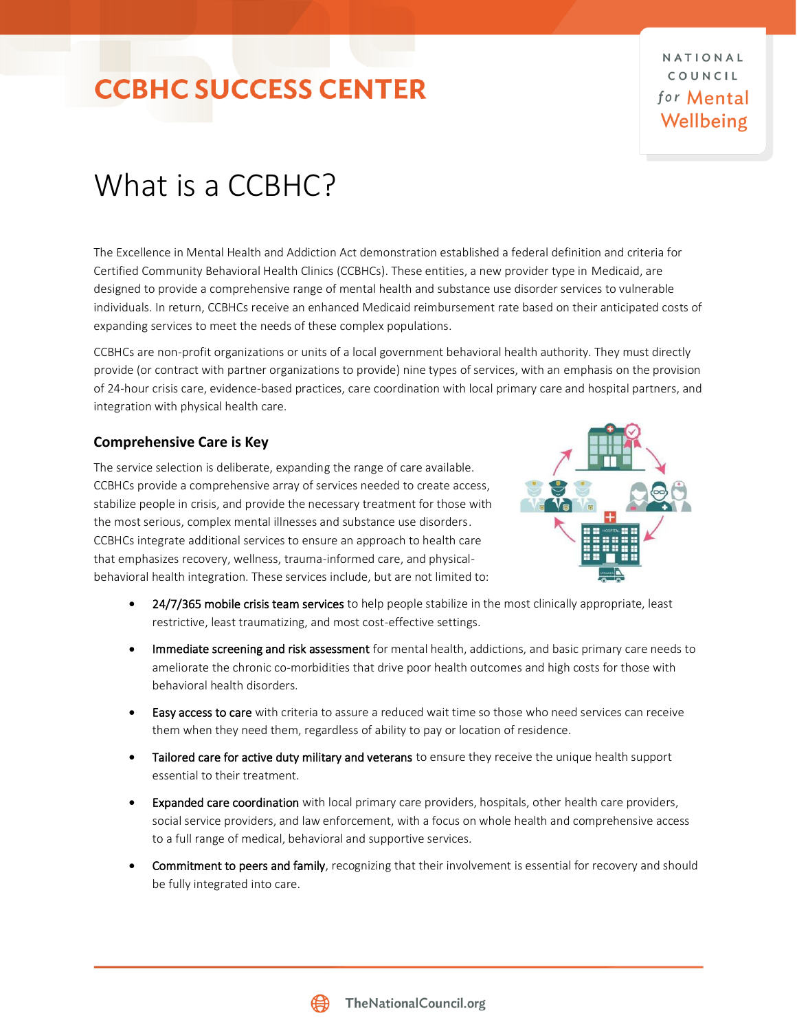# CCBHC SUCCESS CENTER

NATIONAL COUNCIL for Mental Wellbeing

## What is a CCBHC?

The Excellence in Mental Health and Addiction Act demonstration established a federal definition and criteria for Certified Community Behavioral Health Clinics (CCBHCs). These entities, a new provider type in Medicaid, are designed to provide a comprehensive range of mental health and substance use disorder services to vulnerable individuals. In return, CCBHCs receive an enhanced Medicaid reimbursement rate based on their anticipated costs of expanding services to meet the needs of these complex populations.

CCBHCs are non-profit organizations or units of a local government behavioral health authority. They must directly provide (or contract with partner organizations to provide) nine types of services, with an emphasis on the provision of 24-hour crisis care, evidence-based practices, care coordination with local primary care and hospital partners, and integration with physical health care.

### Comprehensive Care is Key

The service selection is deliberate, expanding the range of care available. CCBHCs provide a comprehensive array of services needed to create access, stabilize people in crisis, and provide the necessary treatment for those with the most serious, complex mental illnesses and substance use disorders. CCBHCs integrate additional services to ensure an approach to health care that emphasizes recovery, wellness, trauma-informed care, and physical-behavioral health integration. These services include, but are not limited to:

- 24/7/365 mobile crisis team services to help people stabilize in the most clinically appropriate, least restrictive, least traumatizing, and most cost-effective settings.
- Immediate screening and risk assessment for mental health, addictions, and basic primary care needs to ameliorate the chronic co-morbidities that drive poor health outcomes and high costs for those with behavioral health disorders.
- Easy access to care with criteria to assure a reduced wait time so those who need services can receive them when they need them, regardless of ability to pay or location of residence.
- Tailored care for active duty military and veterans to ensure they receive the unique health support essential to their treatment.
- Expanded care coordination with local primary care providers, hospitals, other health care providers, social service providers, and law enforcement, with a focus on whole health and comprehensive access to a full range of medical, behavioral and supportive services.
- Commitment to peers and family, recognizing that their involvement is essential for recovery and should be fully integrated into care.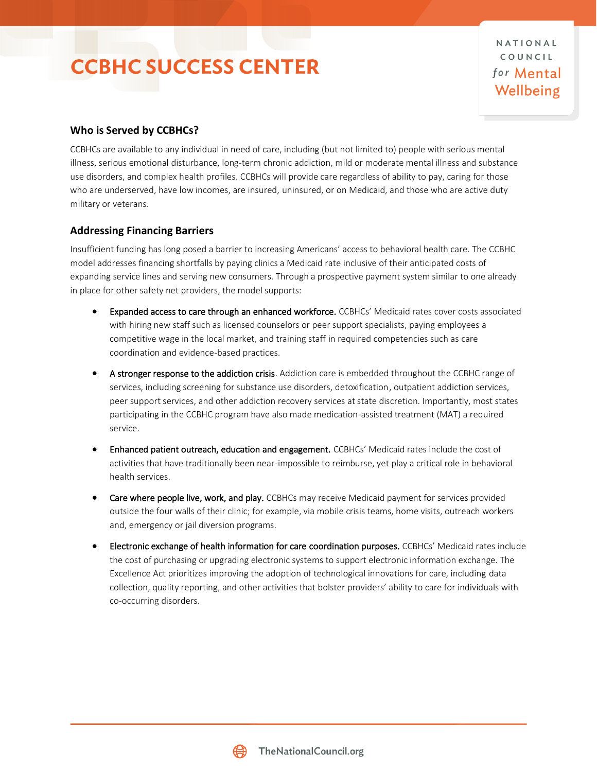## Who is Served by CCBHCs?

CCBHCs are available to any individual in need of care, including (but not limited to) people with serious mental illness, serious emotional disturbance, long-term chronic addiction, mild or moderate mental illness and substance use disorders, and complex health profiles. CCBHCs will provide care regardless of ability to pay, caring for those who are underserved, have low incomes, are insured, uninsured, or on Medicaid, and those who are active duty military or veterans.

## Addressing Financing Barriers

Insufficient funding has long posed a barrier to increasing Americans' access to behavioral health care. The CCBHC model addresses financing shortfalls by paying clinics a Medicaid rate inclusive of their anticipated costs of expanding service lines and serving new consumers. Through a prospective payment system similar to one already in place for other safety net providers, the model supports:

- Expanded access to care through an enhanced workforce. CCBHCs' Medicaid rates cover costs associated with hiring new staff such as licensed counselors or peer support specialists, paying employees a competitive wage in the local market, and training staff in required competencies such as care coordination and evidence-based practices.
- A stronger response to the addiction crisis. Addiction care is embedded throughout the CCBHC range of services, including screening for substance use disorders, detoxification, outpatient addiction services, peer support services, and other addiction recovery services at state discretion. Importantly, most states participating in the CCBHC program have also made medication-assisted treatment (MAT) a required service.
- Enhanced patient outreach, education and engagement. CCBHCs' Medicaid rates include the cost of activities that have traditionally been near-impossible to reimburse, yet play a critical role in behavioral health services.
- Care where people live, work, and play. CCBHCs may receive Medicaid payment for services provided outside the four walls of their clinic; for example, via mobile crisis teams, home visits, outreach workers and, emergency or jail diversion programs.
- Electronic exchange of health information for care coordination purposes. CCBHCs' Medicaid rates include the cost of purchasing or upgrading electronic systems to support electronic information exchange. The Excellence Act prioritizes improving the adoption of technological innovations for care, including data collection, quality reporting, and other activities that bolster providers' ability to care for individuals with co-occurring disorders.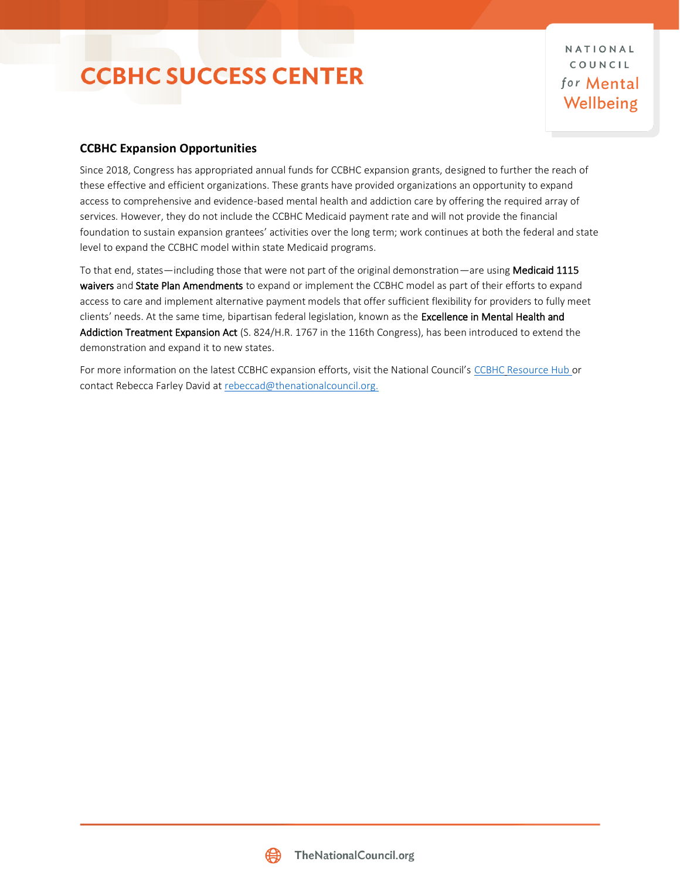## CCBHC Expansion Opportunities

Since 2018, Congress has appropriated annual funds for CCBHC expansion grants, designed to further the reach of these effective and efficient organizations. These grants have provided organizations an opportunity to expand access to comprehensive and evidence-based mental health and addiction care by offering the required array of services. However, they do not include the CCBHC Medicaid payment rate and will not provide the financial foundation to sustain expansion grantees' activities over the long term; work continues at both the federal and state level to expand the CCBHC model within state Medicaid programs.

To that end, states—including those that were not part of the original demonstration—are using **Medicaid 1115 waivers** and **State Plan Amendments** to expand or implement the CCBHC model as part of their efforts to expand access to care and implement alternative payment models that offer sufficient flexibility for providers to fully meet clients' needs. At the same time, bipartisan federal legislation, known as the **Excellence in Mental Health and Addiction Treatment Expansion Act** (S. 824/H.R. 1767 in the 116th Congress), has been introduced to extend the demonstration and expand it to new states.

For more information on the latest CCBHC expansion efforts, visit the National Council's [CCBHC Resource Hub](CCBHC Resource Hub) or contact Rebecca Farley David at rebeccad@thenationalcouncil.org.